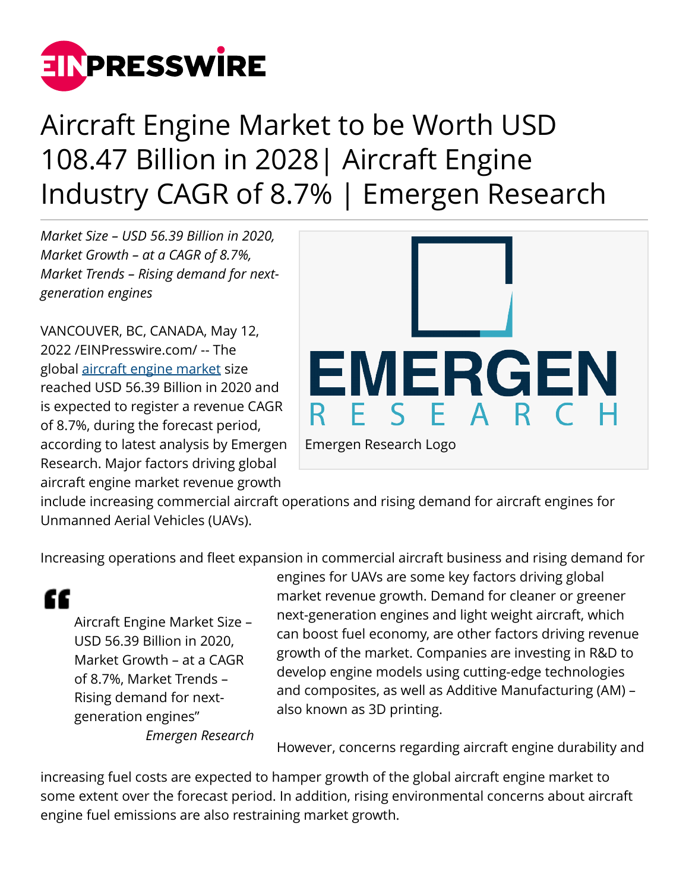# Aircraft Engine Market to be Worth USD 108.47 Billion in 2028| Aircraft Engine Industry CAGR of 8.7% | Emergen Research

*Market Size – USD 56.39 Billion in 2020, Market Growth – at a CAGR of 8.7%, Market Trends – Rising demand for next-generation engines*

Emergen Research Logo

VANCOUVER, BC, CANADA, May 12, 2022 /EINPresswire.com/ -- The global [aircraft engine market](aircraft engine market) size reached USD 56.39 Billion in 2020 and is expected to register a revenue CAGR of 8.7%, during the forecast period, according to latest analysis by Emergen Research. Major factors driving global aircraft engine market revenue growth include increasing commercial aircraft operations and rising demand for aircraft engines for Unmanned Aerial Vehicles (UAVs).

> Aircraft Engine Market Size – USD 56.39 Billion in 2020, Market Growth – at a CAGR of 8.7%, Market Trends – Rising demand for next-generation engines"
>
> *Emergen Research*

Increasing operations and fleet expansion in commercial aircraft business and rising demand for engines for UAVs are some key factors driving global market revenue growth. Demand for cleaner or greener next-generation engines and light weight aircraft, which can boost fuel economy, are other factors driving revenue growth of the market. Companies are investing in R&D to develop engine models using cutting-edge technologies and composites, as well as Additive Manufacturing (AM) – also known as 3D printing.

However, concerns regarding aircraft engine durability and increasing fuel costs are expected to hamper growth of the global aircraft engine market to some extent over the forecast period. In addition, rising environmental concerns about aircraft engine fuel emissions are also restraining market growth.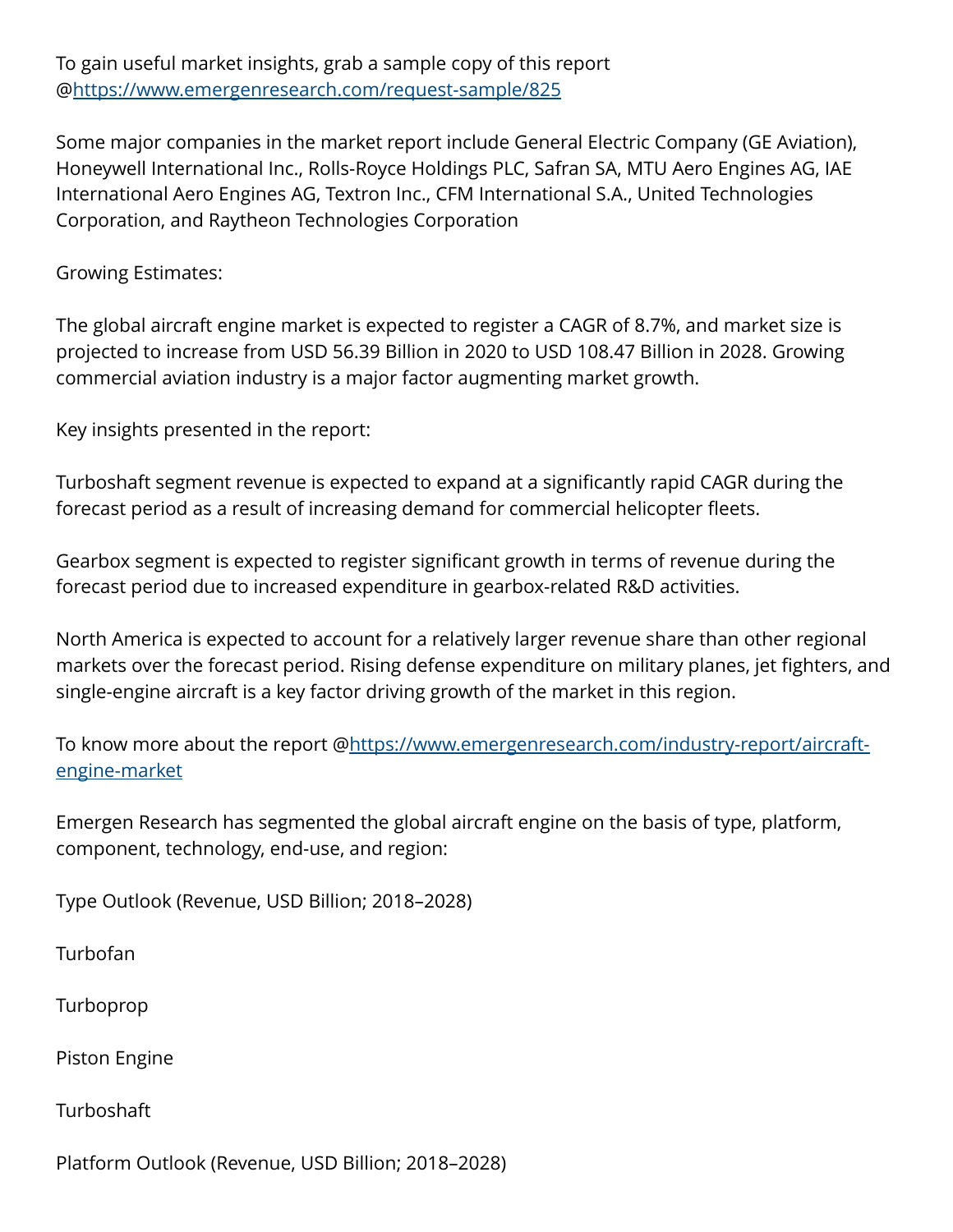To gain useful market insights, grab a sample copy of this report @https://www.emergenresearch.com/request-sample/825

Some major companies in the market report include General Electric Company (GE Aviation), Honeywell International Inc., Rolls-Royce Holdings PLC, Safran SA, MTU Aero Engines AG, IAE International Aero Engines AG, Textron Inc., CFM International S.A., United Technologies Corporation, and Raytheon Technologies Corporation

Growing Estimates:

The global aircraft engine market is expected to register a CAGR of 8.7%, and market size is projected to increase from USD 56.39 Billion in 2020 to USD 108.47 Billion in 2028. Growing commercial aviation industry is a major factor augmenting market growth.

Key insights presented in the report:

Turboshaft segment revenue is expected to expand at a significantly rapid CAGR during the forecast period as a result of increasing demand for commercial helicopter fleets.

Gearbox segment is expected to register significant growth in terms of revenue during the forecast period due to increased expenditure in gearbox-related R&D activities.

North America is expected to account for a relatively larger revenue share than other regional markets over the forecast period. Rising defense expenditure on military planes, jet fighters, and single-engine aircraft is a key factor driving growth of the market in this region.

To know more about the report @https://www.emergenresearch.com/industry-report/aircraft-engine-market

Emergen Research has segmented the global aircraft engine on the basis of type, platform, component, technology, end-use, and region:

Type Outlook (Revenue, USD Billion; 2018–2028)

Turbofan

Turboprop

Piston Engine

Turboshaft

Platform Outlook (Revenue, USD Billion; 2018–2028)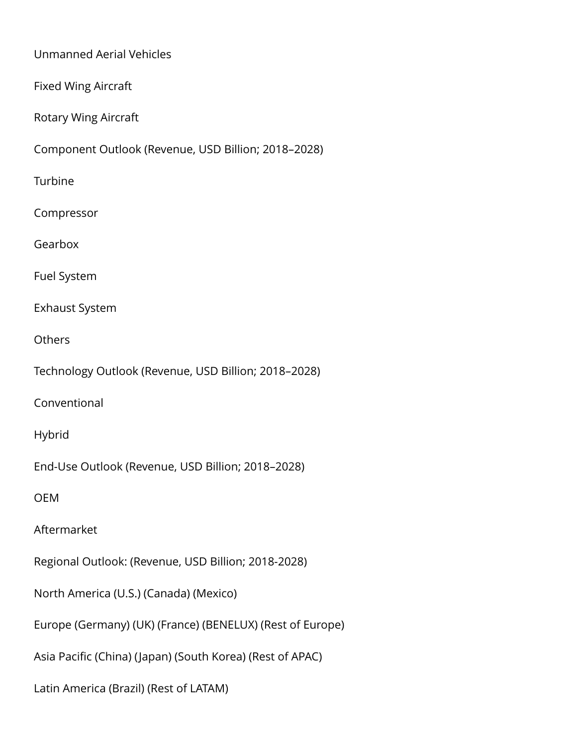Unmanned Aerial Vehicles

Fixed Wing Aircraft

Rotary Wing Aircraft

Component Outlook (Revenue, USD Billion; 2018–2028)

Turbine

Compressor

Gearbox

Fuel System

Exhaust System

Others

Technology Outlook (Revenue, USD Billion; 2018–2028)

Conventional

Hybrid

End-Use Outlook (Revenue, USD Billion; 2018–2028)

OEM

Aftermarket

Regional Outlook: (Revenue, USD Billion; 2018-2028)

North America (U.S.) (Canada) (Mexico)

Europe (Germany) (UK) (France) (BENELUX) (Rest of Europe)

Asia Pacific (China) (Japan) (South Korea) (Rest of APAC)

Latin America (Brazil) (Rest of LATAM)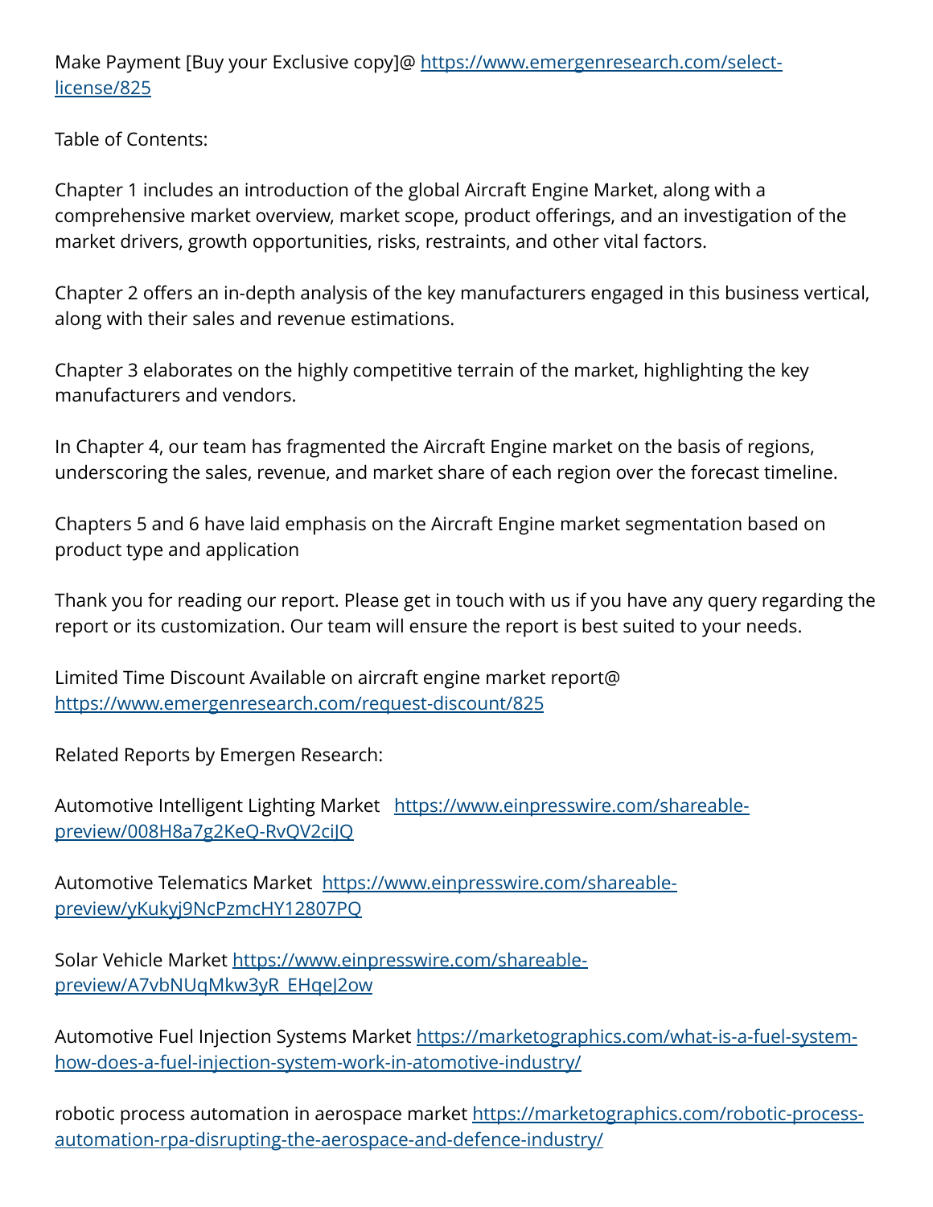Make Payment [Buy your Exclusive copy]@ https://www.emergenresearch.com/select-license/825

Table of Contents:

Chapter 1 includes an introduction of the global Aircraft Engine Market, along with a comprehensive market overview, market scope, product offerings, and an investigation of the market drivers, growth opportunities, risks, restraints, and other vital factors.

Chapter 2 offers an in-depth analysis of the key manufacturers engaged in this business vertical, along with their sales and revenue estimations.

Chapter 3 elaborates on the highly competitive terrain of the market, highlighting the key manufacturers and vendors.

In Chapter 4, our team has fragmented the Aircraft Engine market on the basis of regions, underscoring the sales, revenue, and market share of each region over the forecast timeline.

Chapters 5 and 6 have laid emphasis on the Aircraft Engine market segmentation based on product type and application

Thank you for reading our report. Please get in touch with us if you have any query regarding the report or its customization. Our team will ensure the report is best suited to your needs.

Limited Time Discount Available on aircraft engine market report@ https://www.emergenresearch.com/request-discount/825

Related Reports by Emergen Research:

Automotive Intelligent Lighting Market https://www.einpresswire.com/shareable-preview/008H8a7g2KeQ-RvQV2ciJQ

Automotive Telematics Market https://www.einpresswire.com/shareable-preview/yKukyj9NcPzmcHY12807PQ

Solar Vehicle Market https://www.einpresswire.com/shareable-preview/A7vbNUqMkw3yR_EHqeJ2ow

Automotive Fuel Injection Systems Market https://marketographics.com/what-is-a-fuel-system-how-does-a-fuel-injection-system-work-in-atomotive-industry/

robotic process automation in aerospace market https://marketographics.com/robotic-process-automation-rpa-disrupting-the-aerospace-and-defence-industry/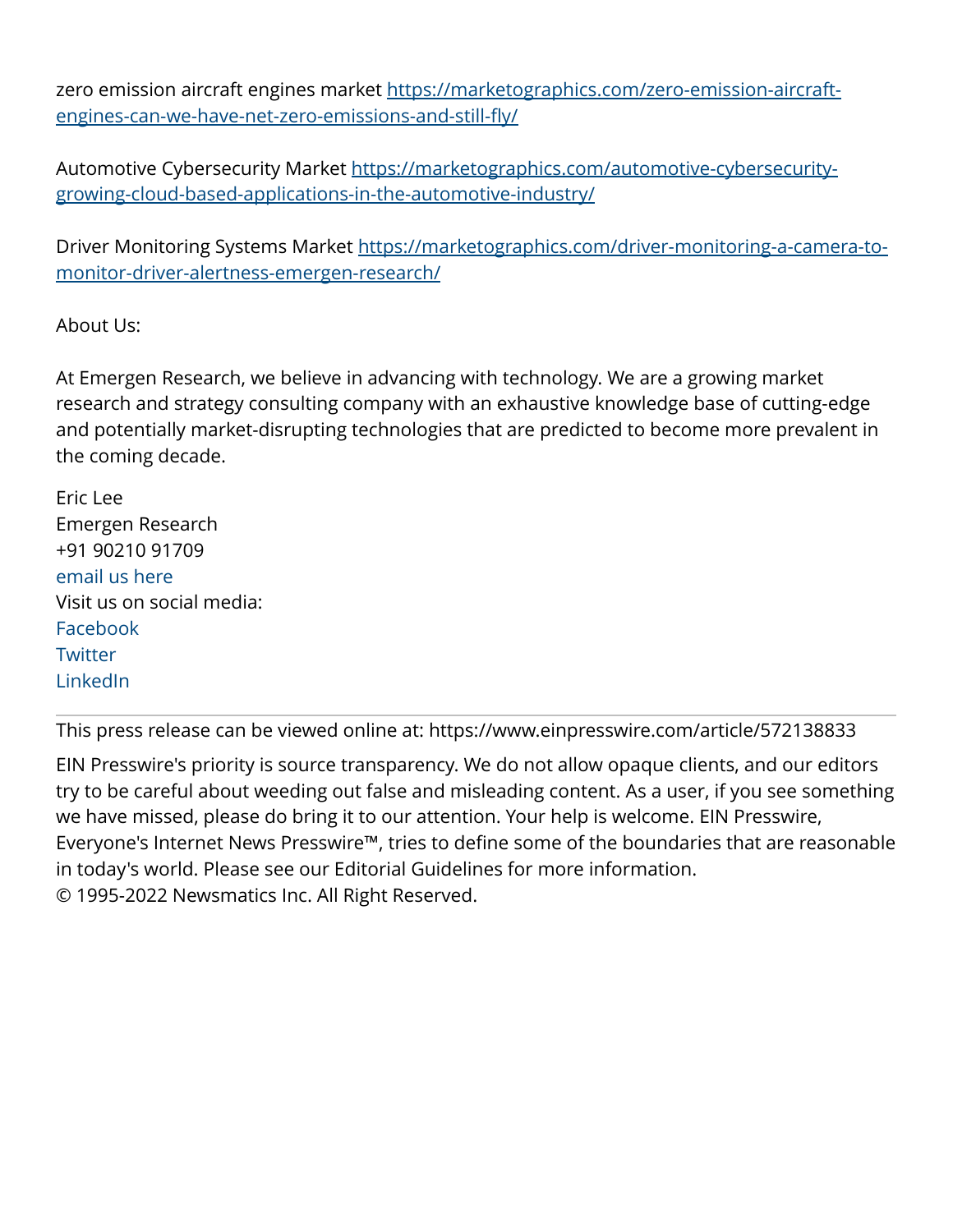zero emission aircraft engines market https://marketographics.com/zero-emission-aircraft-engines-can-we-have-net-zero-emissions-and-still-fly/

Automotive Cybersecurity Market https://marketographics.com/automotive-cybersecurity-growing-cloud-based-applications-in-the-automotive-industry/

Driver Monitoring Systems Market https://marketographics.com/driver-monitoring-a-camera-to-monitor-driver-alertness-emergen-research/

About Us:

At Emergen Research, we believe in advancing with technology. We are a growing market research and strategy consulting company with an exhaustive knowledge base of cutting-edge and potentially market-disrupting technologies that are predicted to become more prevalent in the coming decade.

Eric Lee
Emergen Research
+91 90210 91709
email us here
Visit us on social media:
Facebook
Twitter
LinkedIn

---

This press release can be viewed online at: https://www.einpresswire.com/article/572138833

EIN Presswire's priority is source transparency. We do not allow opaque clients, and our editors try to be careful about weeding out false and misleading content. As a user, if you see something we have missed, please do bring it to our attention. Your help is welcome. EIN Presswire, Everyone's Internet News Presswire™, tries to define some of the boundaries that are reasonable in today's world. Please see our Editorial Guidelines for more information.
© 1995-2022 Newsmatics Inc. All Right Reserved.